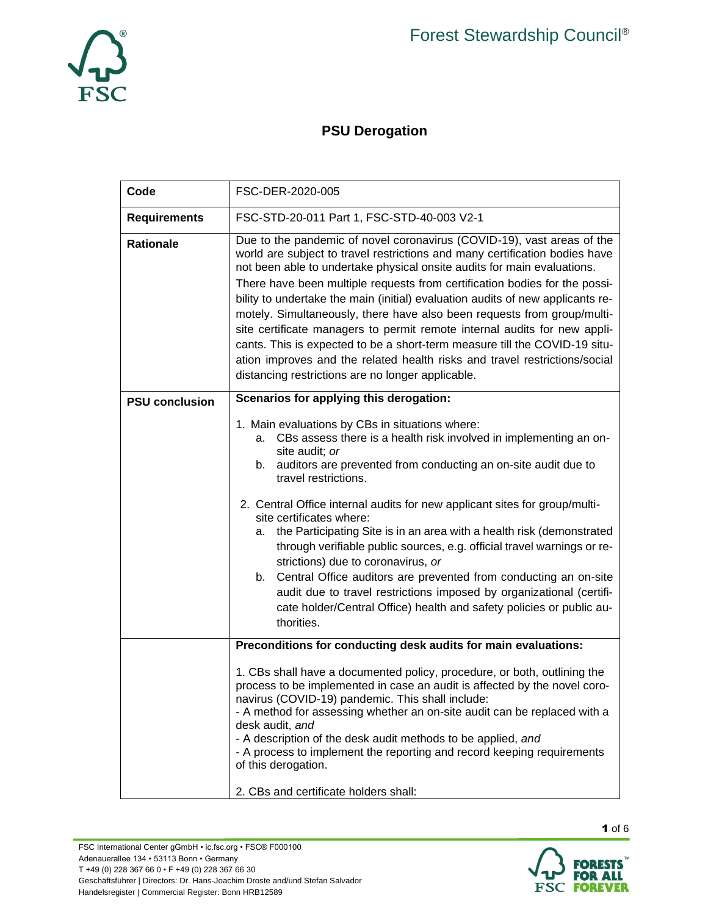Forest Stewardship Council®

# PSU Derogation

| | |
|---|---|
| **Code** | FSC-DER-2020-005 |
| **Requirements** | FSC-STD-20-011 Part 1, FSC-STD-40-003 V2-1 |
| **Rationale** | Due to the pandemic of novel coronavirus (COVID-19), vast areas of the world are subject to travel restrictions and many certification bodies have not been able to undertake physical onsite audits for main evaluations.<br><br>There have been multiple requests from certification bodies for the possibility to undertake the main (initial) evaluation audits of new applicants remotely. Simultaneously, there have also been requests from group/multi-site certificate managers to permit remote internal audits for new applicants. This is expected to be a short-term measure till the COVID-19 situation improves and the related health risks and travel restrictions/social distancing restrictions are no longer applicable. |
| **PSU conclusion** | **Scenarios for applying this derogation:**<br><br>1. Main evaluations by CBs in situations where:<br>a. CBs assess there is a health risk involved in implementing an on-site audit; *or*<br>b. auditors are prevented from conducting an on-site audit due to travel restrictions.<br><br>2. Central Office internal audits for new applicant sites for group/multi-site certificates where:<br>a. the Participating Site is in an area with a health risk (demonstrated through verifiable public sources, e.g. official travel warnings or restrictions) due to coronavirus, *or*<br>b. Central Office auditors are prevented from conducting an on-site audit due to travel restrictions imposed by organizational (certificate holder/Central Office) health and safety policies or public authorities. |
| | **Preconditions for conducting desk audits for main evaluations:**<br><br>1. CBs shall have a documented policy, procedure, or both, outlining the process to be implemented in case an audit is affected by the novel coronavirus (COVID-19) pandemic. This shall include:<br>- A method for assessing whether an on-site audit can be replaced with a desk audit, *and*<br>- A description of the desk audit methods to be applied, *and*<br>- A process to implement the reporting and record keeping requirements of this derogation.<br><br>2. CBs and certificate holders shall: |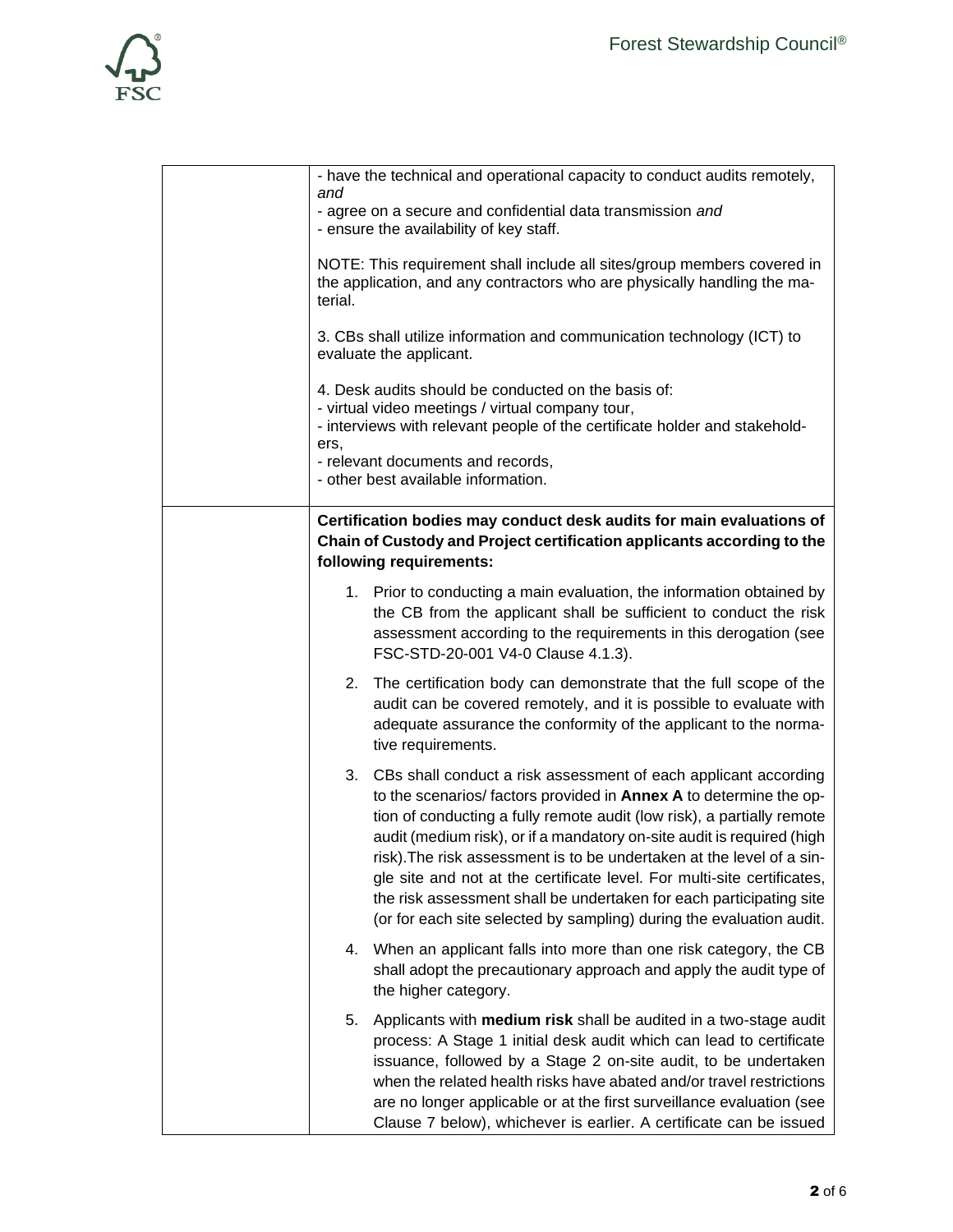| | |
|---|---|
| | - have the technical and operational capacity to conduct audits remotely, *and*<br>- agree on a secure and confidential data transmission *and*<br>- ensure the availability of key staff.<br><br>NOTE: This requirement shall include all sites/group members covered in the application, and any contractors who are physically handling the material.<br><br>3. CBs shall utilize information and communication technology (ICT) to evaluate the applicant.<br><br>4. Desk audits should be conducted on the basis of:<br>- virtual video meetings / virtual company tour,<br>- interviews with relevant people of the certificate holder and stakeholders,<br>- relevant documents and records,<br>- other best available information. |
| | **Certification bodies may conduct desk audits for main evaluations of Chain of Custody and Project certification applicants according to the following requirements:**<br><br>1. Prior to conducting a main evaluation, the information obtained by the CB from the applicant shall be sufficient to conduct the risk assessment according to the requirements in this derogation (see FSC-STD-20-001 V4-0 Clause 4.1.3).<br><br>2. The certification body can demonstrate that the full scope of the audit can be covered remotely, and it is possible to evaluate with adequate assurance the conformity of the applicant to the normative requirements.<br><br>3. CBs shall conduct a risk assessment of each applicant according to the scenarios/ factors provided in **Annex A** to determine the option of conducting a fully remote audit (low risk), a partially remote audit (medium risk), or if a mandatory on-site audit is required (high risk).The risk assessment is to be undertaken at the level of a single site and not at the certificate level. For multi-site certificates, the risk assessment shall be undertaken for each participating site (or for each site selected by sampling) during the evaluation audit.<br><br>4. When an applicant falls into more than one risk category, the CB shall adopt the precautionary approach and apply the audit type of the higher category.<br><br>5. Applicants with **medium risk** shall be audited in a two-stage audit process: A Stage 1 initial desk audit which can lead to certificate issuance, followed by a Stage 2 on-site audit, to be undertaken when the related health risks have abated and/or travel restrictions are no longer applicable or at the first surveillance evaluation (see Clause 7 below), whichever is earlier. A certificate can be issued |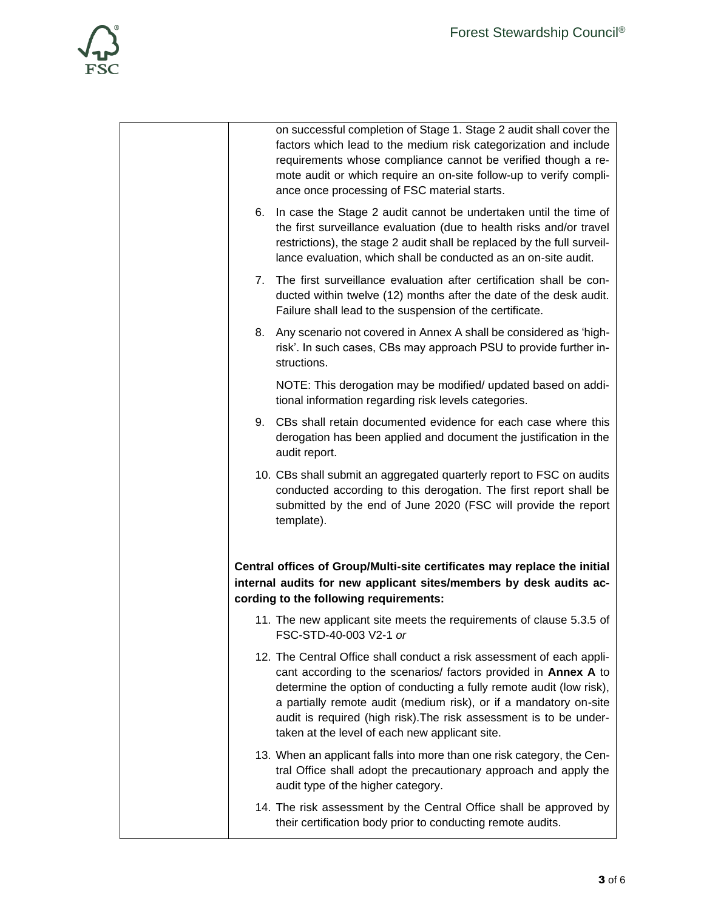| | on successful completion of Stage 1. Stage 2 audit shall cover the factors which lead to the medium risk categorization and include requirements whose compliance cannot be verified though a remote audit or which require an on-site follow-up to verify compliance once processing of FSC material starts.<br><br>6. In case the Stage 2 audit cannot be undertaken until the time of the first surveillance evaluation (due to health risks and/or travel restrictions), the stage 2 audit shall be replaced by the full surveillance evaluation, which shall be conducted as an on-site audit.<br><br>7. The first surveillance evaluation after certification shall be conducted within twelve (12) months after the date of the desk audit. Failure shall lead to the suspension of the certificate.<br><br>8. Any scenario not covered in Annex A shall be considered as 'high-risk'. In such cases, CBs may approach PSU to provide further instructions.<br><br>NOTE: This derogation may be modified/ updated based on additional information regarding risk levels categories.<br><br>9. CBs shall retain documented evidence for each case where this derogation has been applied and document the justification in the audit report.<br><br>10. CBs shall submit an aggregated quarterly report to FSC on audits conducted according to this derogation. The first report shall be submitted by the end of June 2020 (FSC will provide the report template).<br><br>**Central offices of Group/Multi-site certificates may replace the initial internal audits for new applicant sites/members by desk audits according to the following requirements:**<br><br>11. The new applicant site meets the requirements of clause 5.3.5 of FSC-STD-40-003 V2-1 *or*<br><br>12. The Central Office shall conduct a risk assessment of each applicant according to the scenarios/ factors provided in **Annex A** to determine the option of conducting a fully remote audit (low risk), a partially remote audit (medium risk), or if a mandatory on-site audit is required (high risk).The risk assessment is to be undertaken at the level of each new applicant site.<br><br>13. When an applicant falls into more than one risk category, the Central Office shall adopt the precautionary approach and apply the audit type of the higher category.<br><br>14. The risk assessment by the Central Office shall be approved by their certification body prior to conducting remote audits. |
|---|---|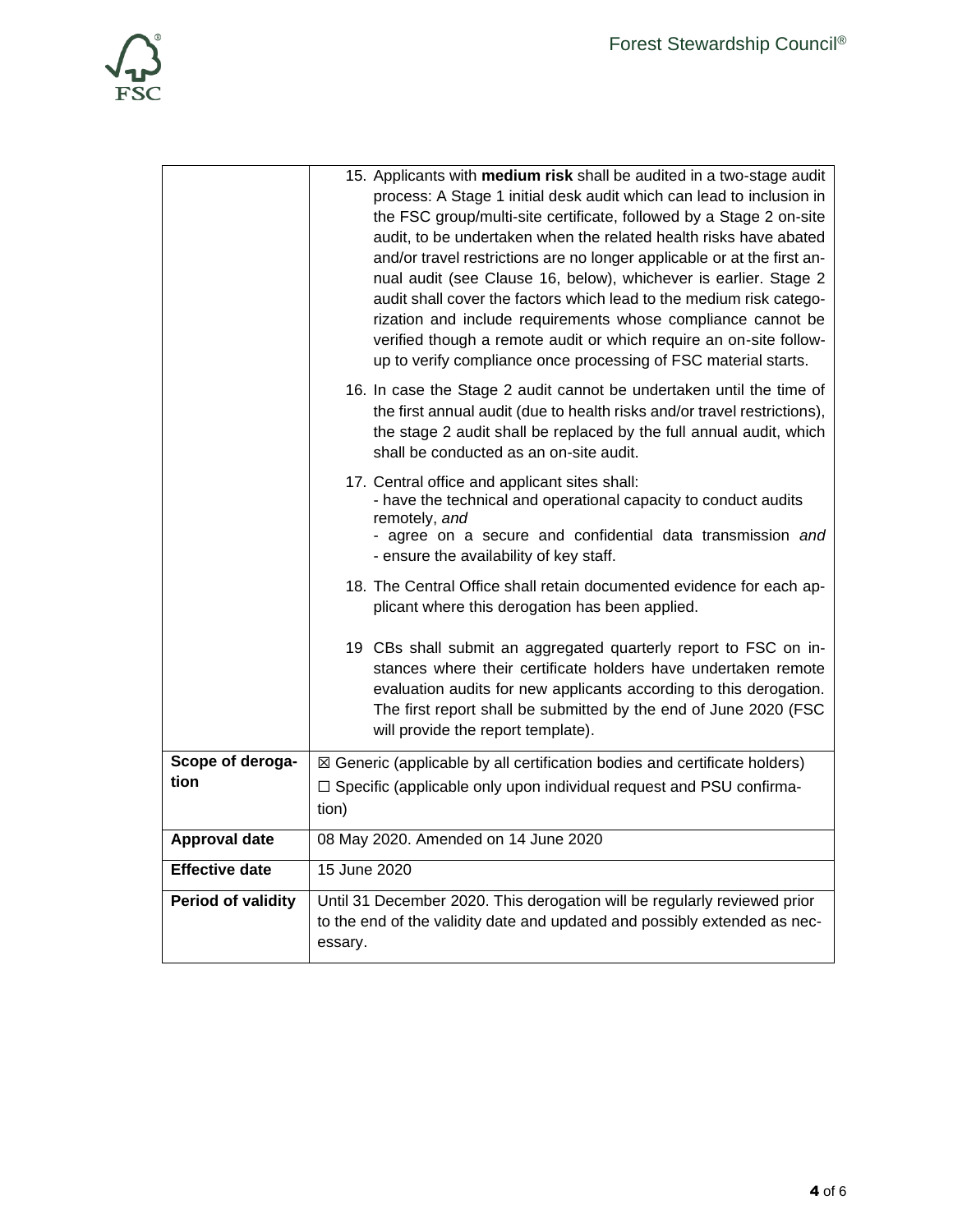| | |
|---|---|
| | 15. Applicants with **medium risk** shall be audited in a two-stage audit process: A Stage 1 initial desk audit which can lead to inclusion in the FSC group/multi-site certificate, followed by a Stage 2 on-site audit, to be undertaken when the related health risks have abated and/or travel restrictions are no longer applicable or at the first annual audit (see Clause 16, below), whichever is earlier. Stage 2 audit shall cover the factors which lead to the medium risk categorization and include requirements whose compliance cannot be verified though a remote audit or which require an on-site follow-up to verify compliance once processing of FSC material starts.<br><br>16. In case the Stage 2 audit cannot be undertaken until the time of the first annual audit (due to health risks and/or travel restrictions), the stage 2 audit shall be replaced by the full annual audit, which shall be conducted as an on-site audit.<br><br>17. Central office and applicant sites shall:<br>- have the technical and operational capacity to conduct audits remotely, *and*<br>- agree on a secure and confidential data transmission *and*<br>- ensure the availability of key staff.<br><br>18. The Central Office shall retain documented evidence for each applicant where this derogation has been applied.<br><br>19 CBs shall submit an aggregated quarterly report to FSC on instances where their certificate holders have undertaken remote evaluation audits for new applicants according to this derogation. The first report shall be submitted by the end of June 2020 (FSC will provide the report template). |
| **Scope of derogation** | ☒ Generic (applicable by all certification bodies and certificate holders)<br>☐ Specific (applicable only upon individual request and PSU confirmation) |
| **Approval date** | 08 May 2020. Amended on 14 June 2020 |
| **Effective date** | 15 June 2020 |
| **Period of validity** | Until 31 December 2020. This derogation will be regularly reviewed prior to the end of the validity date and updated and possibly extended as necessary. |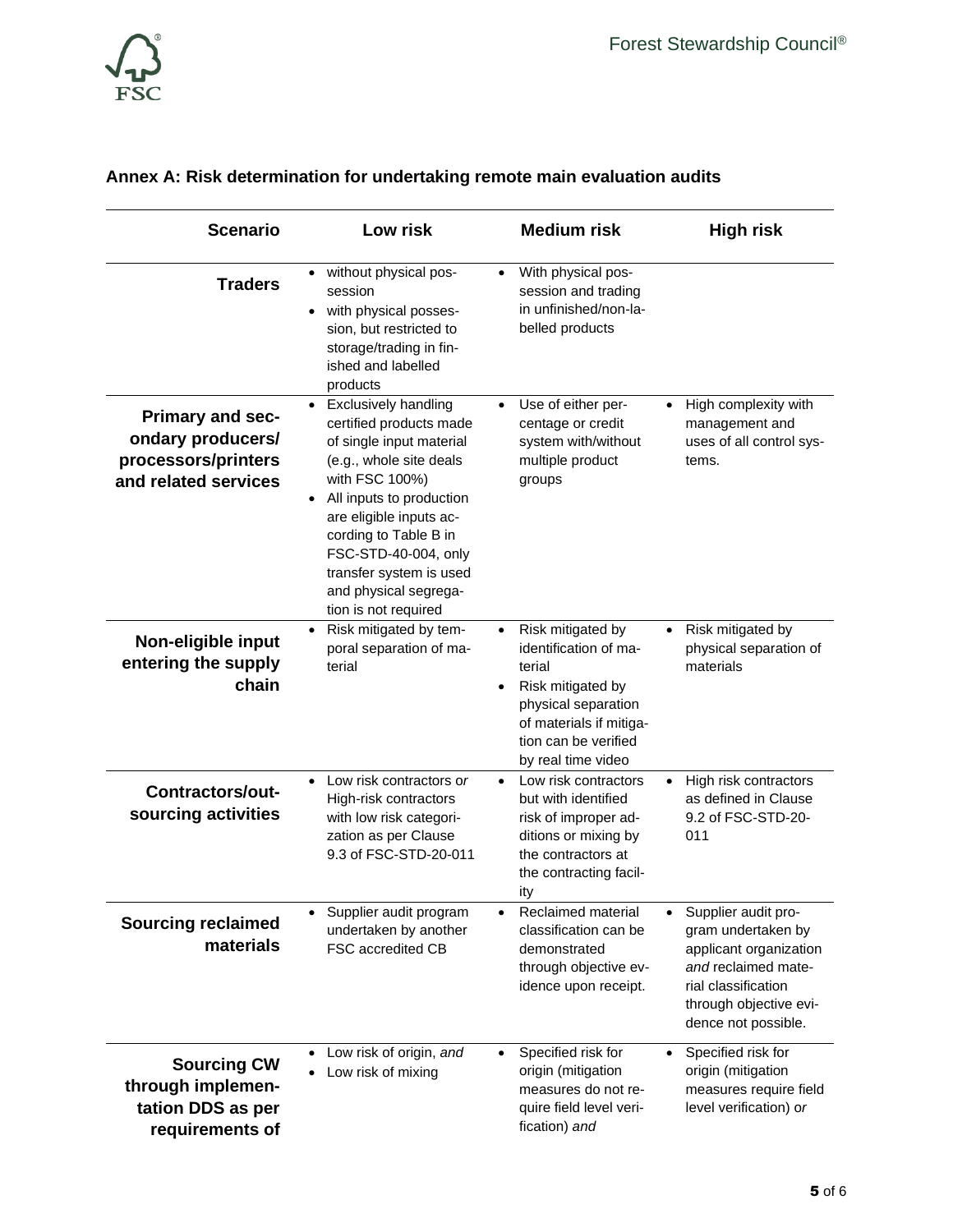## Annex A: Risk determination for undertaking remote main evaluation audits

| Scenario | Low risk | Medium risk | High risk |
|---|---|---|---|
| **Traders** | • without physical possession<br>• with physical possession, but restricted to storage/trading in finished and labelled products | • With physical possession and trading in unfinished/non-labelled products | |
| **Primary and secondary producers/ processors/printers and related services** | • Exclusively handling certified products made of single input material (e.g., whole site deals with FSC 100%)<br>• All inputs to production are eligible inputs according to Table B in FSC-STD-40-004, only transfer system is used and physical segregation is not required | • Use of either percentage or credit system with/without multiple product groups | • High complexity with management and uses of all control systems. |
| **Non-eligible input entering the supply chain** | • Risk mitigated by temporal separation of material | • Risk mitigated by identification of material<br>• Risk mitigated by physical separation of materials if mitigation can be verified by real time video | • Risk mitigated by physical separation of materials |
| **Contractors/outsourcing activities** | • Low risk contractors *or* High-risk contractors with low risk categorization as per Clause 9.3 of FSC-STD-20-011 | • Low risk contractors but with identified risk of improper additions or mixing by the contractors at the contracting facility | • High risk contractors as defined in Clause 9.2 of FSC-STD-20-011 |
| **Sourcing reclaimed materials** | • Supplier audit program undertaken by another FSC accredited CB | • Reclaimed material classification can be demonstrated through objective evidence upon receipt. | • Supplier audit program undertaken by applicant organization *and* reclaimed material classification through objective evidence not possible. |
| **Sourcing CW through implementation DDS as per requirements of** | • Low risk of origin, *and*<br>• Low risk of mixing | • Specified risk for origin (mitigation measures do not require field level verification) *and* | • Specified risk for origin (mitigation measures require field level verification) *or* |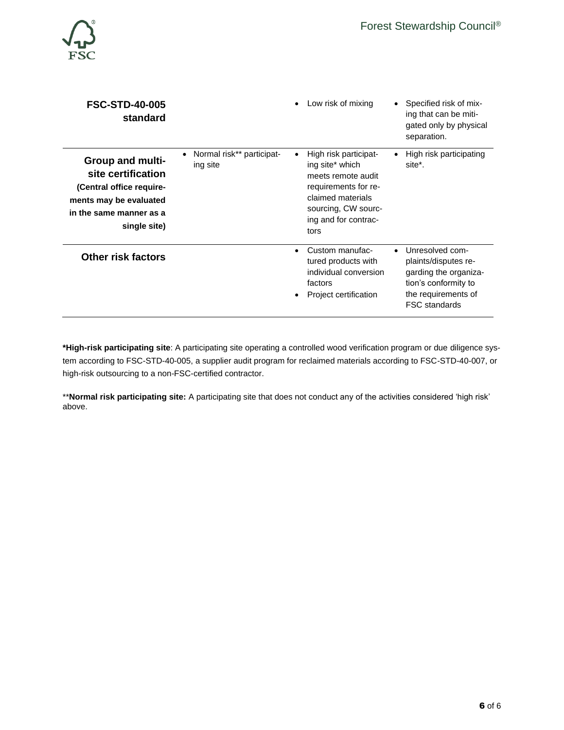| | | | |
|---|---|---|---|
| **FSC-STD-40-005 standard** | | • Low risk of mixing | • Specified risk of mixing that can be mitigated only by physical separation. |
| **Group and multi-site certification (Central office requirements may be evaluated in the same manner as a single site)** | • Normal risk** participating site | • High risk participating site* which meets remote audit requirements for reclaimed materials sourcing, CW sourcing and for contractors | • High risk participating site*. |
| **Other risk factors** | | • Custom manufactured products with individual conversion factors<br>• Project certification | • Unresolved complaints/disputes regarding the organization's conformity to the requirements of FSC standards |

***High-risk participating site**: A participating site operating a controlled wood verification program or due diligence system according to FSC-STD-40-005, a supplier audit program for reclaimed materials according to FSC-STD-40-007, or high-risk outsourcing to a non-FSC-certified contractor.

****Normal risk participating site:** A participating site that does not conduct any of the activities considered 'high risk' above.